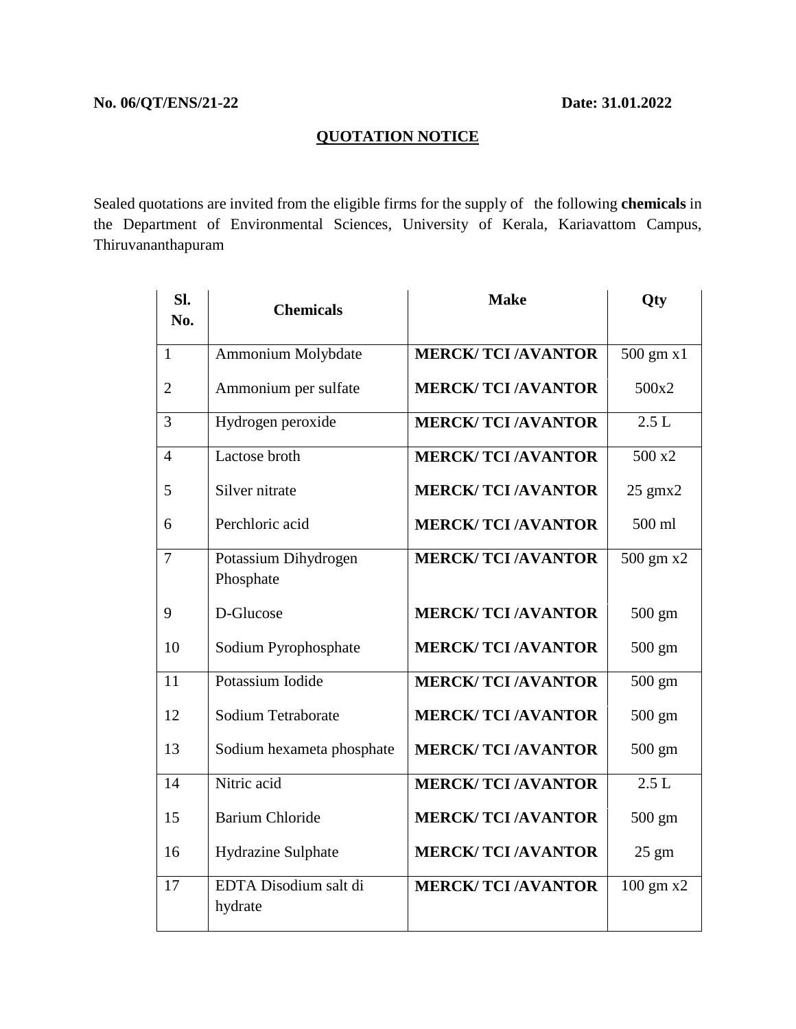**No. 06/QT/ENS/21-22** **Date: 31.01.2022**

## QUOTATION NOTICE

Sealed quotations are invited from the eligible firms for the supply of the following **chemicals** in the Department of Environmental Sciences, University of Kerala, Kariavattom Campus, Thiruvananthapuram

| Sl. No. | Chemicals | Make | Qty |
|---|---|---|---|
| 1 | Ammonium Molybdate | **MERCK/ TCI /AVANTOR** | 500 gm x1 |
| 2 | Ammonium per sulfate | **MERCK/ TCI /AVANTOR** | 500x2 |
| 3 | Hydrogen peroxide | **MERCK/ TCI /AVANTOR** | 2.5 L |
| 4 | Lactose broth | **MERCK/ TCI /AVANTOR** | 500 x2 |
| 5 | Silver nitrate | **MERCK/ TCI /AVANTOR** | 25 gmx2 |
| 6 | Perchloric acid | **MERCK/ TCI /AVANTOR** | 500 ml |
| 7 | Potassium Dihydrogen Phosphate | **MERCK/ TCI /AVANTOR** | 500 gm x2 |
| 9 | D-Glucose | **MERCK/ TCI /AVANTOR** | 500 gm |
| 10 | Sodium Pyrophosphate | **MERCK/ TCI /AVANTOR** | 500 gm |
| 11 | Potassium Iodide | **MERCK/ TCI /AVANTOR** | 500 gm |
| 12 | Sodium Tetraborate | **MERCK/ TCI /AVANTOR** | 500 gm |
| 13 | Sodium hexameta phosphate | **MERCK/ TCI /AVANTOR** | 500 gm |
| 14 | Nitric acid | **MERCK/ TCI /AVANTOR** | 2.5 L |
| 15 | Barium Chloride | **MERCK/ TCI /AVANTOR** | 500 gm |
| 16 | Hydrazine Sulphate | **MERCK/ TCI /AVANTOR** | 25 gm |
| 17 | EDTA Disodium salt di hydrate | **MERCK/ TCI /AVANTOR** | 100 gm x2 |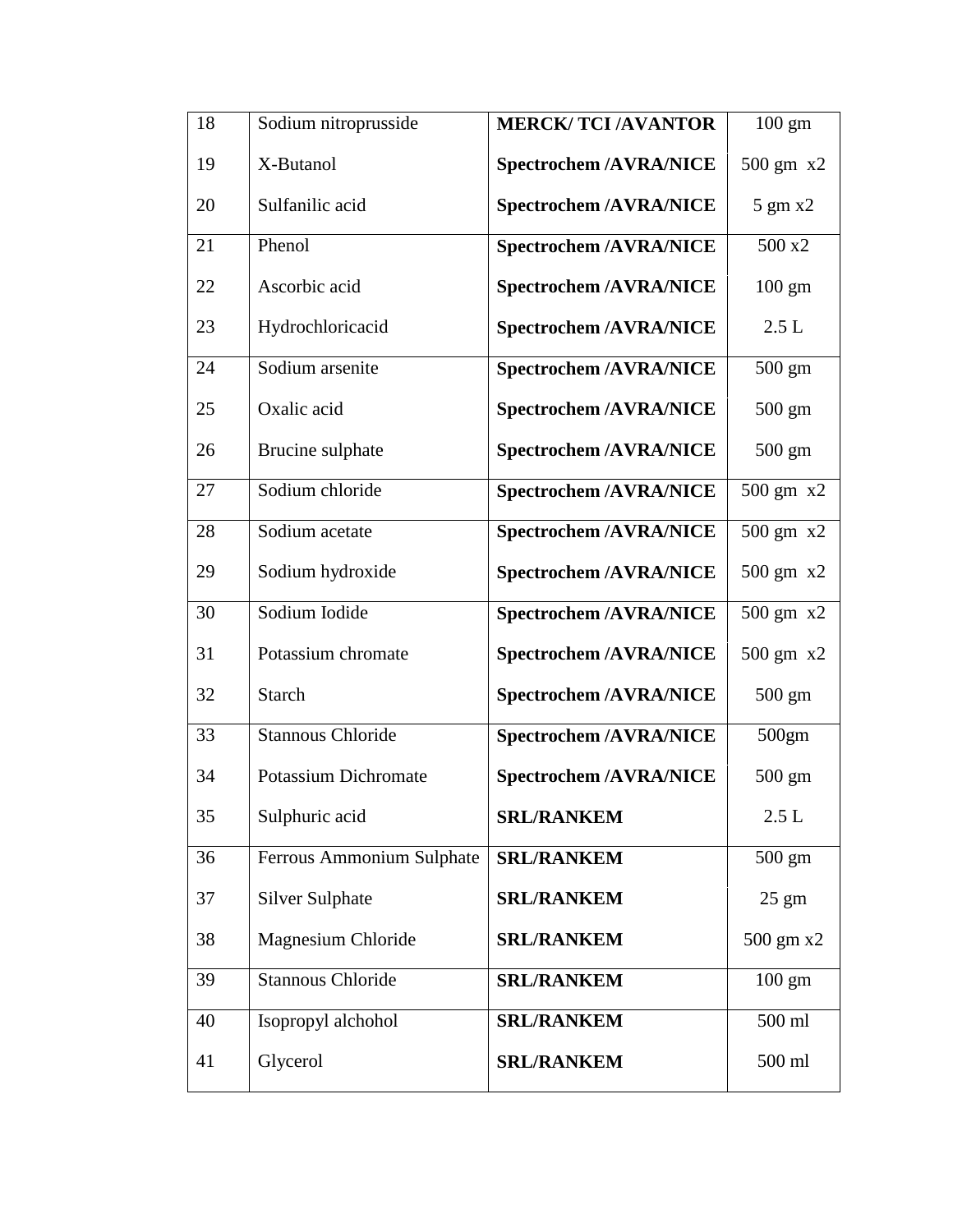| 18 | Sodium nitroprusside | **MERCK/ TCI /AVANTOR** | 100 gm |
|---|---|---|---|
| 19 | X-Butanol | **Spectrochem /AVRA/NICE** | 500 gm x2 |
| 20 | Sulfanilic acid | **Spectrochem /AVRA/NICE** | 5 gm x2 |
| 21 | Phenol | **Spectrochem /AVRA/NICE** | 500 x2 |
| 22 | Ascorbic acid | **Spectrochem /AVRA/NICE** | 100 gm |
| 23 | Hydrochloricacid | **Spectrochem /AVRA/NICE** | 2.5 L |
| 24 | Sodium arsenite | **Spectrochem /AVRA/NICE** | 500 gm |
| 25 | Oxalic acid | **Spectrochem /AVRA/NICE** | 500 gm |
| 26 | Brucine sulphate | **Spectrochem /AVRA/NICE** | 500 gm |
| 27 | Sodium chloride | **Spectrochem /AVRA/NICE** | 500 gm x2 |
| 28 | Sodium acetate | **Spectrochem /AVRA/NICE** | 500 gm x2 |
| 29 | Sodium hydroxide | **Spectrochem /AVRA/NICE** | 500 gm x2 |
| 30 | Sodium Iodide | **Spectrochem /AVRA/NICE** | 500 gm x2 |
| 31 | Potassium chromate | **Spectrochem /AVRA/NICE** | 500 gm x2 |
| 32 | Starch | **Spectrochem /AVRA/NICE** | 500 gm |
| 33 | Stannous Chloride | **Spectrochem /AVRA/NICE** | 500gm |
| 34 | Potassium Dichromate | **Spectrochem /AVRA/NICE** | 500 gm |
| 35 | Sulphuric acid | **SRL/RANKEM** | 2.5 L |
| 36 | Ferrous Ammonium Sulphate | **SRL/RANKEM** | 500 gm |
| 37 | Silver Sulphate | **SRL/RANKEM** | 25 gm |
| 38 | Magnesium Chloride | **SRL/RANKEM** | 500 gm x2 |
| 39 | Stannous Chloride | **SRL/RANKEM** | 100 gm |
| 40 | Isopropyl alchohol | **SRL/RANKEM** | 500 ml |
| 41 | Glycerol | **SRL/RANKEM** | 500 ml |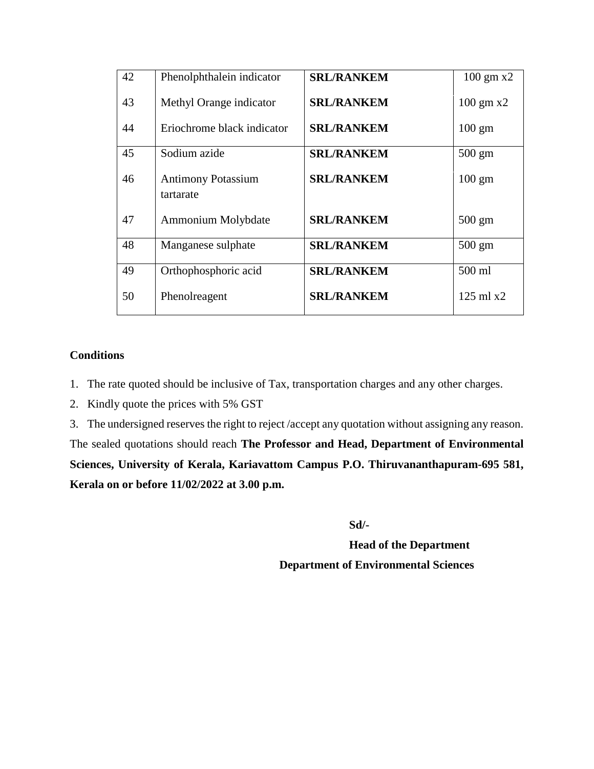| | | | |
|---|---|---|---|
| 42 | Phenolphthalein indicator | **SRL/RANKEM** | 100 gm x2 |
| 43 | Methyl Orange indicator | **SRL/RANKEM** | 100 gm x2 |
| 44 | Eriochrome black indicator | **SRL/RANKEM** | 100 gm |
| 45 | Sodium azide | **SRL/RANKEM** | 500 gm |
| 46 | Antimony Potassium tartarate | **SRL/RANKEM** | 100 gm |
| 47 | Ammonium Molybdate | **SRL/RANKEM** | 500 gm |
| 48 | Manganese sulphate | **SRL/RANKEM** | 500 gm |
| 49 | Orthophosphoric acid | **SRL/RANKEM** | 500 ml |
| 50 | Phenolreagent | **SRL/RANKEM** | 125 ml x2 |

**Conditions**

1. The rate quoted should be inclusive of Tax, transportation charges and any other charges.
2. Kindly quote the prices with 5% GST
3. The undersigned reserves the right to reject /accept any quotation without assigning any reason.

The sealed quotations should reach **The Professor and Head, Department of Environmental Sciences, University of Kerala, Kariavattom Campus P.O. Thiruvananthapuram-695 581, Kerala on or before 11/02/2022 at 3.00 p.m.**

**Sd/-**

**Head of the Department**

**Department of Environmental Sciences**